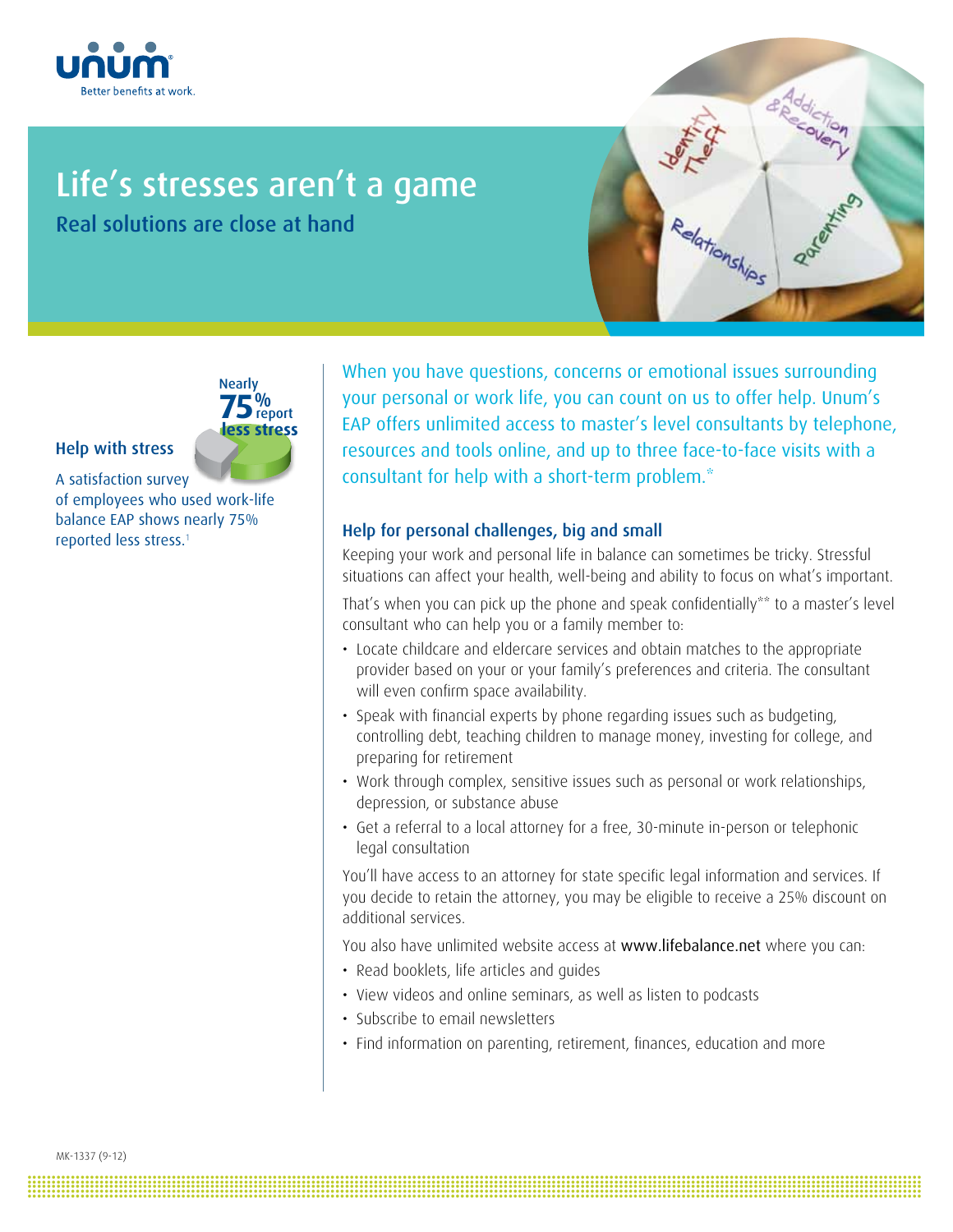Better benefits at work.

# Life's stresses aren't a game

## Real solutions are close at hand

Nearly **75%** report less stress

### Help with stress

A satisfaction survey of employees who used work-life balance EAP shows nearly 75% reported less stress.[1]

When you have questions, concerns or emotional issues surrounding your personal or work life, you can count on us to offer help. Unum's EAP offers unlimited access to master's level consultants by telephone, resources and tools online, and up to three face-to-face visits with a consultant for help with a short-term problem.*

### Help for personal challenges, big and small

Keeping your work and personal life in balance can sometimes be tricky. Stressful situations can affect your health, well-being and ability to focus on what's important.

That's when you can pick up the phone and speak confidentially** to a master's level consultant who can help you or a family member to:

- Locate childcare and eldercare services and obtain matches to the appropriate provider based on your or your family's preferences and criteria. The consultant will even confirm space availability.
- Speak with financial experts by phone regarding issues such as budgeting, controlling debt, teaching children to manage money, investing for college, and preparing for retirement
- Work through complex, sensitive issues such as personal or work relationships, depression, or substance abuse
- Get a referral to a local attorney for a free, 30-minute in-person or telephonic legal consultation

You'll have access to an attorney for state specific legal information and services. If you decide to retain the attorney, you may be eligible to receive a 25% discount on additional services.

You also have unlimited website access at www.lifebalance.net where you can:

- Read booklets, life articles and guides
- View videos and online seminars, as well as listen to podcasts
- Subscribe to email newsletters
- Find information on parenting, retirement, finances, education and more

MK-1337 (9-12)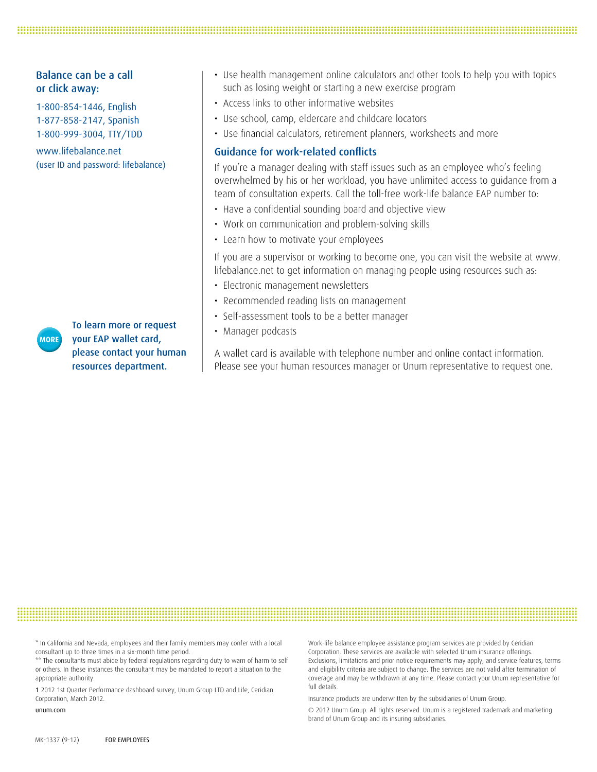**Balance can be a call or click away:**

1-800-854-1446, English
1-877-858-2147, Spanish
1-800-999-3004, TTY/TDD

www.lifebalance.net
(user ID and password: lifebalance)

MORE

**To learn more or request your EAP wallet card, please contact your human resources department.**

- Use health management online calculators and other tools to help you with topics such as losing weight or starting a new exercise program
- Access links to other informative websites
- Use school, camp, eldercare and childcare locators
- Use financial calculators, retirement planners, worksheets and more

## Guidance for work-related conflicts

If you're a manager dealing with staff issues such as an employee who's feeling overwhelmed by his or her workload, you have unlimited access to guidance from a team of consultation experts. Call the toll-free work-life balance EAP number to:

- Have a confidential sounding board and objective view
- Work on communication and problem-solving skills
- Learn how to motivate your employees

If you are a supervisor or working to become one, you can visit the website at www.lifebalance.net to get information on managing people using resources such as:

- Electronic management newsletters
- Recommended reading lists on management
- Self-assessment tools to be a better manager
- Manager podcasts

A wallet card is available with telephone number and online contact information. Please see your human resources manager or Unum representative to request one.

* In California and Nevada, employees and their family members may confer with a local consultant up to three times in a six-month time period.
** The consultants must abide by federal regulations regarding duty to warn of harm to self or others. In these instances the consultant may be mandated to report a situation to the appropriate authority.

1 2012 1st Quarter Performance dashboard survey, Unum Group LTD and Life, Ceridian Corporation, March 2012.

unum.com

Work-life balance employee assistance program services are provided by Ceridian Corporation. These services are available with selected Unum insurance offerings. Exclusions, limitations and prior notice requirements may apply, and service features, terms and eligibility criteria are subject to change. The services are not valid after termination of coverage and may be withdrawn at any time. Please contact your Unum representative for full details.

Insurance products are underwritten by the subsidiaries of Unum Group.

© 2012 Unum Group. All rights reserved. Unum is a registered trademark and marketing brand of Unum Group and its insuring subsidiaries.

MK-1337 (9-12) FOR EMPLOYEES